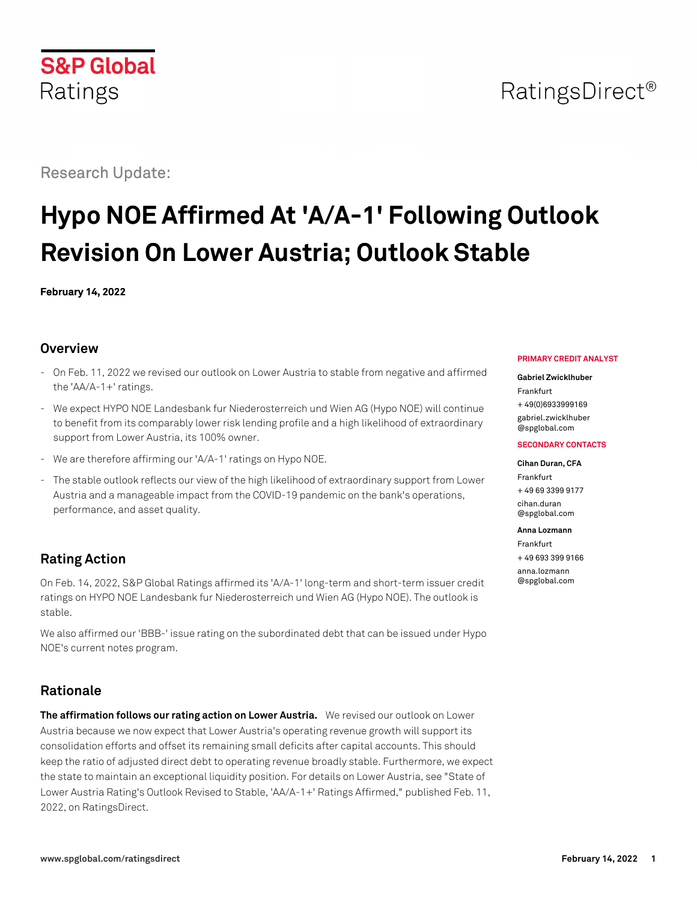S&P Global Ratings

RatingsDirect®

Research Update:

# Hypo NOE Affirmed At 'A/A-1' Following Outlook Revision On Lower Austria; Outlook Stable

**February 14, 2022**

## Overview

- On Feb. 11, 2022 we revised our outlook on Lower Austria to stable from negative and affirmed the 'AA/A-1+' ratings.
- We expect HYPO NOE Landesbank fur Niederosterreich und Wien AG (Hypo NOE) will continue to benefit from its comparably lower risk lending profile and a high likelihood of extraordinary support from Lower Austria, its 100% owner.
- We are therefore affirming our 'A/A-1' ratings on Hypo NOE.
- The stable outlook reflects our view of the high likelihood of extraordinary support from Lower Austria and a manageable impact from the COVID-19 pandemic on the bank's operations, performance, and asset quality.

**PRIMARY CREDIT ANALYST**

**Gabriel Zwicklhuber**
Frankfurt
+ 49(0)6933999169
gabriel.zwicklhuber@spglobal.com

**SECONDARY CONTACTS**

**Cihan Duran, CFA**
Frankfurt
+ 49 69 3399 9177
cihan.duran@spglobal.com

**Anna Lozmann**
Frankfurt
+ 49 693 399 9166
anna.lozmann@spglobal.com

## Rating Action

On Feb. 14, 2022, S&P Global Ratings affirmed its 'A/A-1' long-term and short-term issuer credit ratings on HYPO NOE Landesbank fur Niederosterreich und Wien AG (Hypo NOE). The outlook is stable.

We also affirmed our 'BBB-' issue rating on the subordinated debt that can be issued under Hypo NOE's current notes program.

## Rationale

**The affirmation follows our rating action on Lower Austria.** We revised our outlook on Lower Austria because we now expect that Lower Austria's operating revenue growth will support its consolidation efforts and offset its remaining small deficits after capital accounts. This should keep the ratio of adjusted direct debt to operating revenue broadly stable. Furthermore, we expect the state to maintain an exceptional liquidity position. For details on Lower Austria, see "State of Lower Austria Rating's Outlook Revised to Stable, 'AA/A-1+' Ratings Affirmed," published Feb. 11, 2022, on RatingsDirect.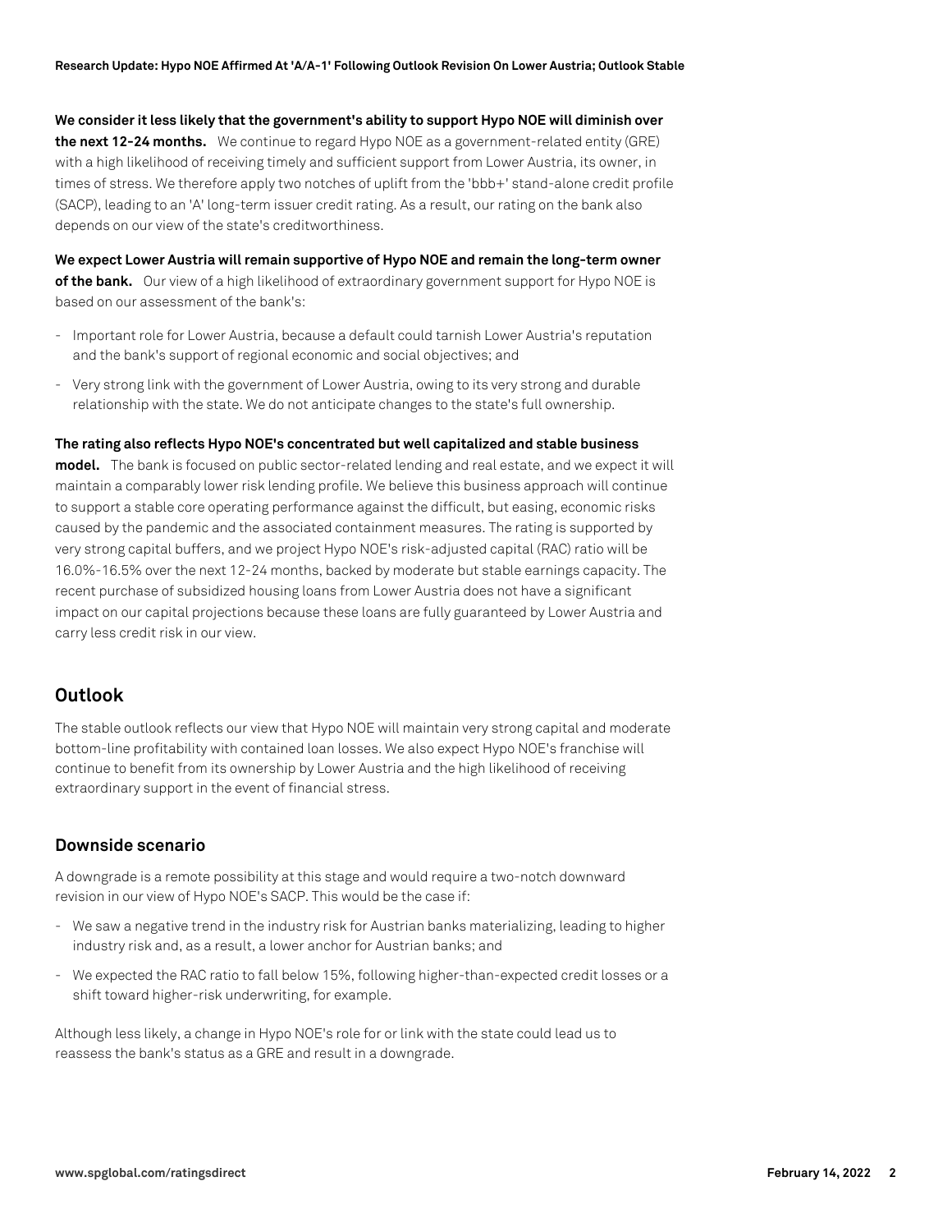**We consider it less likely that the government's ability to support Hypo NOE will diminish over the next 12-24 months.** We continue to regard Hypo NOE as a government-related entity (GRE) with a high likelihood of receiving timely and sufficient support from Lower Austria, its owner, in times of stress. We therefore apply two notches of uplift from the 'bbb+' stand-alone credit profile (SACP), leading to an 'A' long-term issuer credit rating. As a result, our rating on the bank also depends on our view of the state's creditworthiness.

**We expect Lower Austria will remain supportive of Hypo NOE and remain the long-term owner of the bank.** Our view of a high likelihood of extraordinary government support for Hypo NOE is based on our assessment of the bank's:

- Important role for Lower Austria, because a default could tarnish Lower Austria's reputation and the bank's support of regional economic and social objectives; and
- Very strong link with the government of Lower Austria, owing to its very strong and durable relationship with the state. We do not anticipate changes to the state's full ownership.

**The rating also reflects Hypo NOE's concentrated but well capitalized and stable business model.** The bank is focused on public sector-related lending and real estate, and we expect it will maintain a comparably lower risk lending profile. We believe this business approach will continue to support a stable core operating performance against the difficult, but easing, economic risks caused by the pandemic and the associated containment measures. The rating is supported by very strong capital buffers, and we project Hypo NOE's risk-adjusted capital (RAC) ratio will be 16.0%-16.5% over the next 12-24 months, backed by moderate but stable earnings capacity. The recent purchase of subsidized housing loans from Lower Austria does not have a significant impact on our capital projections because these loans are fully guaranteed by Lower Austria and carry less credit risk in our view.

## Outlook

The stable outlook reflects our view that Hypo NOE will maintain very strong capital and moderate bottom-line profitability with contained loan losses. We also expect Hypo NOE's franchise will continue to benefit from its ownership by Lower Austria and the high likelihood of receiving extraordinary support in the event of financial stress.

### Downside scenario

A downgrade is a remote possibility at this stage and would require a two-notch downward revision in our view of Hypo NOE's SACP. This would be the case if:

- We saw a negative trend in the industry risk for Austrian banks materializing, leading to higher industry risk and, as a result, a lower anchor for Austrian banks; and
- We expected the RAC ratio to fall below 15%, following higher-than-expected credit losses or a shift toward higher-risk underwriting, for example.

Although less likely, a change in Hypo NOE's role for or link with the state could lead us to reassess the bank's status as a GRE and result in a downgrade.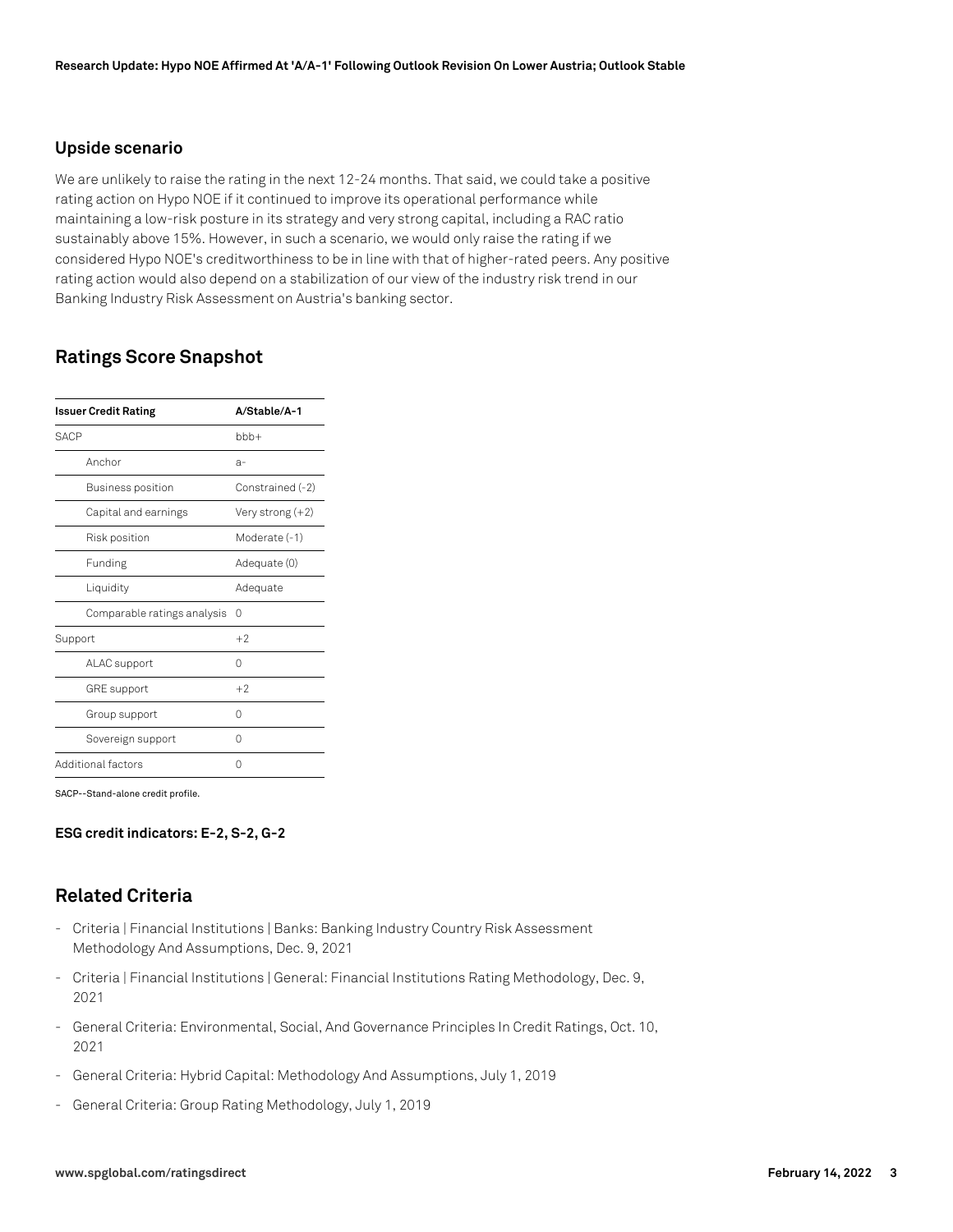### Upside scenario

We are unlikely to raise the rating in the next 12-24 months. That said, we could take a positive rating action on Hypo NOE if it continued to improve its operational performance while maintaining a low-risk posture in its strategy and very strong capital, including a RAC ratio sustainably above 15%. However, in such a scenario, we would only raise the rating if we considered Hypo NOE's creditworthiness to be in line with that of higher-rated peers. Any positive rating action would also depend on a stabilization of our view of the industry risk trend in our Banking Industry Risk Assessment on Austria's banking sector.

## Ratings Score Snapshot

| Issuer Credit Rating | A/Stable/A-1 |
|---|---|
| SACP | bbb+ |
| Anchor | a- |
| Business position | Constrained (-2) |
| Capital and earnings | Very strong (+2) |
| Risk position | Moderate (-1) |
| Funding | Adequate (0) |
| Liquidity | Adequate |
| Comparable ratings analysis | 0 |
| Support | +2 |
| ALAC support | 0 |
| GRE support | +2 |
| Group support | 0 |
| Sovereign support | 0 |
| Additional factors | 0 |

SACP--Stand-alone credit profile.

**ESG credit indicators: E-2, S-2, G-2**

## Related Criteria

- Criteria | Financial Institutions | Banks: Banking Industry Country Risk Assessment Methodology And Assumptions, Dec. 9, 2021
- Criteria | Financial Institutions | General: Financial Institutions Rating Methodology, Dec. 9, 2021
- General Criteria: Environmental, Social, And Governance Principles In Credit Ratings, Oct. 10, 2021
- General Criteria: Hybrid Capital: Methodology And Assumptions, July 1, 2019
- General Criteria: Group Rating Methodology, July 1, 2019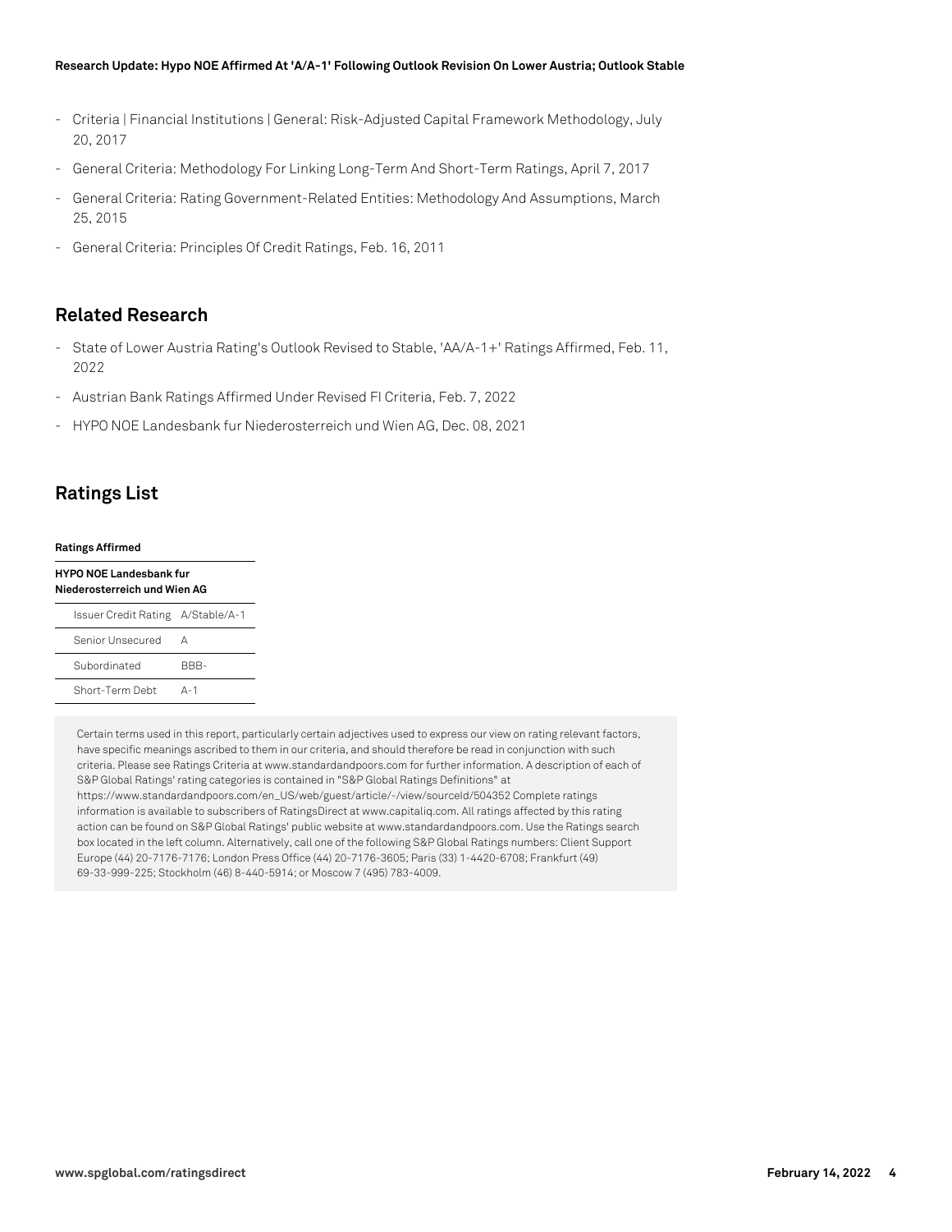- Criteria | Financial Institutions | General: Risk-Adjusted Capital Framework Methodology, July 20, 2017
- General Criteria: Methodology For Linking Long-Term And Short-Term Ratings, April 7, 2017
- General Criteria: Rating Government-Related Entities: Methodology And Assumptions, March 25, 2015
- General Criteria: Principles Of Credit Ratings, Feb. 16, 2011

## Related Research

- State of Lower Austria Rating's Outlook Revised to Stable, 'AA/A-1+' Ratings Affirmed, Feb. 11, 2022
- Austrian Bank Ratings Affirmed Under Revised FI Criteria, Feb. 7, 2022
- HYPO NOE Landesbank fur Niederosterreich und Wien AG, Dec. 08, 2021

## Ratings List

| **Ratings Affirmed** | |
|---|---|
| **HYPO NOE Landesbank fur Niederosterreich und Wien AG** | |
| Issuer Credit Rating | A/Stable/A-1 |
| Senior Unsecured | A |
| Subordinated | BBB- |
| Short-Term Debt | A-1 |

Certain terms used in this report, particularly certain adjectives used to express our view on rating relevant factors, have specific meanings ascribed to them in our criteria, and should therefore be read in conjunction with such criteria. Please see Ratings Criteria at www.standardandpoors.com for further information. A description of each of S&P Global Ratings' rating categories is contained in "S&P Global Ratings Definitions" at https://www.standardandpoors.com/en_US/web/guest/article/-/view/sourceId/504352 Complete ratings information is available to subscribers of RatingsDirect at www.capitaliq.com. All ratings affected by this rating action can be found on S&P Global Ratings' public website at www.standardandpoors.com. Use the Ratings search box located in the left column. Alternatively, call one of the following S&P Global Ratings numbers: Client Support Europe (44) 20-7176-7176; London Press Office (44) 20-7176-3605; Paris (33) 1-4420-6708; Frankfurt (49) 69-33-999-225; Stockholm (46) 8-440-5914; or Moscow 7 (495) 783-4009.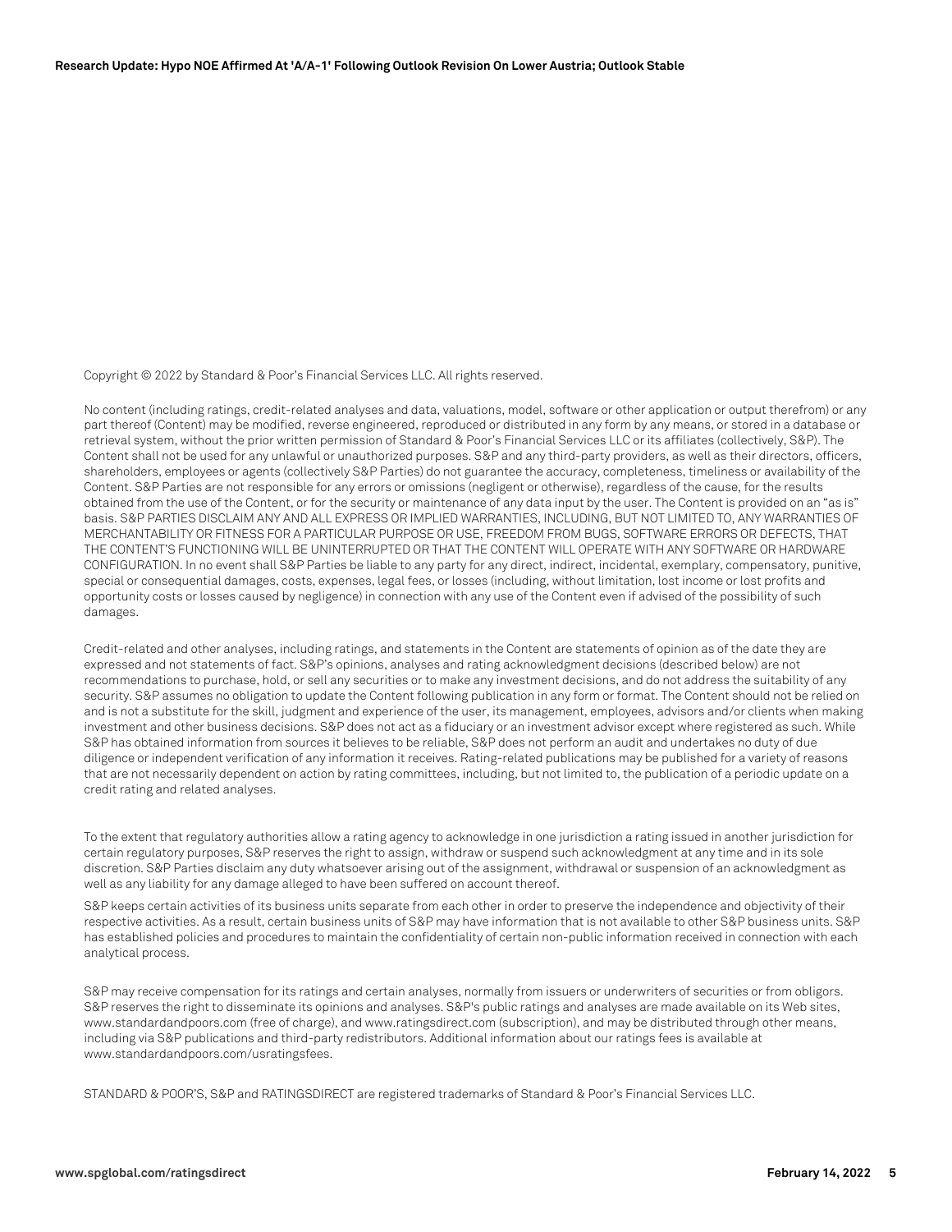Copyright © 2022 by Standard & Poor's Financial Services LLC. All rights reserved.

No content (including ratings, credit-related analyses and data, valuations, model, software or other application or output therefrom) or any part thereof (Content) may be modified, reverse engineered, reproduced or distributed in any form by any means, or stored in a database or retrieval system, without the prior written permission of Standard & Poor's Financial Services LLC or its affiliates (collectively, S&P). The Content shall not be used for any unlawful or unauthorized purposes. S&P and any third-party providers, as well as their directors, officers, shareholders, employees or agents (collectively S&P Parties) do not guarantee the accuracy, completeness, timeliness or availability of the Content. S&P Parties are not responsible for any errors or omissions (negligent or otherwise), regardless of the cause, for the results obtained from the use of the Content, or for the security or maintenance of any data input by the user. The Content is provided on an "as is" basis. S&P PARTIES DISCLAIM ANY AND ALL EXPRESS OR IMPLIED WARRANTIES, INCLUDING, BUT NOT LIMITED TO, ANY WARRANTIES OF MERCHANTABILITY OR FITNESS FOR A PARTICULAR PURPOSE OR USE, FREEDOM FROM BUGS, SOFTWARE ERRORS OR DEFECTS, THAT THE CONTENT'S FUNCTIONING WILL BE UNINTERRUPTED OR THAT THE CONTENT WILL OPERATE WITH ANY SOFTWARE OR HARDWARE CONFIGURATION. In no event shall S&P Parties be liable to any party for any direct, indirect, incidental, exemplary, compensatory, punitive, special or consequential damages, costs, expenses, legal fees, or losses (including, without limitation, lost income or lost profits and opportunity costs or losses caused by negligence) in connection with any use of the Content even if advised of the possibility of such damages.

Credit-related and other analyses, including ratings, and statements in the Content are statements of opinion as of the date they are expressed and not statements of fact. S&P's opinions, analyses and rating acknowledgment decisions (described below) are not recommendations to purchase, hold, or sell any securities or to make any investment decisions, and do not address the suitability of any security. S&P assumes no obligation to update the Content following publication in any form or format. The Content should not be relied on and is not a substitute for the skill, judgment and experience of the user, its management, employees, advisors and/or clients when making investment and other business decisions. S&P does not act as a fiduciary or an investment advisor except where registered as such. While S&P has obtained information from sources it believes to be reliable, S&P does not perform an audit and undertakes no duty of due diligence or independent verification of any information it receives. Rating-related publications may be published for a variety of reasons that are not necessarily dependent on action by rating committees, including, but not limited to, the publication of a periodic update on a credit rating and related analyses.

To the extent that regulatory authorities allow a rating agency to acknowledge in one jurisdiction a rating issued in another jurisdiction for certain regulatory purposes, S&P reserves the right to assign, withdraw or suspend such acknowledgment at any time and in its sole discretion. S&P Parties disclaim any duty whatsoever arising out of the assignment, withdrawal or suspension of an acknowledgment as well as any liability for any damage alleged to have been suffered on account thereof.

S&P keeps certain activities of its business units separate from each other in order to preserve the independence and objectivity of their respective activities. As a result, certain business units of S&P may have information that is not available to other S&P business units. S&P has established policies and procedures to maintain the confidentiality of certain non-public information received in connection with each analytical process.

S&P may receive compensation for its ratings and certain analyses, normally from issuers or underwriters of securities or from obligors. S&P reserves the right to disseminate its opinions and analyses. S&P's public ratings and analyses are made available on its Web sites, www.standardandpoors.com (free of charge), and www.ratingsdirect.com (subscription), and may be distributed through other means, including via S&P publications and third-party redistributors. Additional information about our ratings fees is available at www.standardandpoors.com/usratingsfees.

STANDARD & POOR'S, S&P and RATINGSDIRECT are registered trademarks of Standard & Poor's Financial Services LLC.